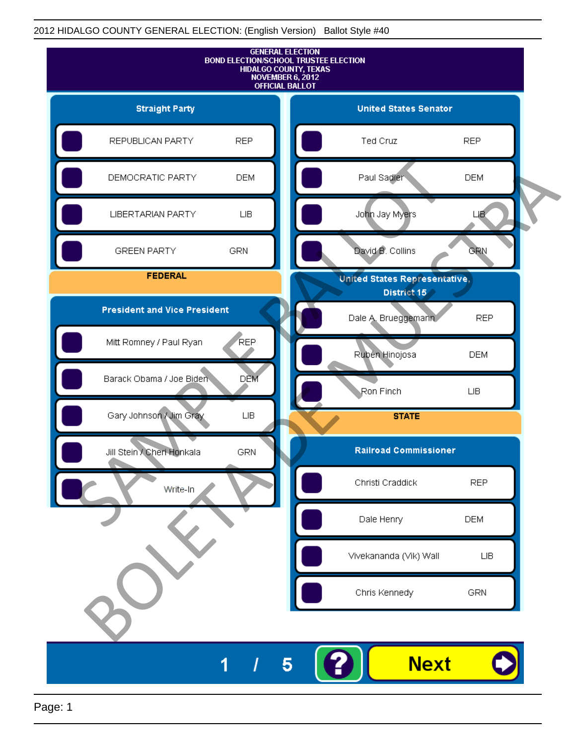2012 HIDALGO COUNTY GENERAL ELECTION: (English Version) Ballot Style #40

# GENERAL ELECTION
# BOND ELECTION/SCHOOL TRUSTEE ELECTION
# HIDALGO COUNTY, TEXAS
# NOVEMBER 6, 2012
# OFFICIAL BALLOT

## Straight Party

| Candidate | Party |
|---|---|
| REPUBLICAN PARTY | REP |
| DEMOCRATIC PARTY | DEM |
| LIBERTARIAN PARTY | LIB |
| GREEN PARTY | GRN |

## FEDERAL

### President and Vice President

| Candidate | Party |
|---|---|
| Mitt Romney / Paul Ryan | REP |
| Barack Obama / Joe Biden | DEM |
| Gary Johnson / Jim Gray | LIB |
| Jill Stein / Cheri Honkala | GRN |
| Write-In | |

### United States Senator

| Candidate | Party |
|---|---|
| Ted Cruz | REP |
| Paul Sadler | DEM |
| John Jay Myers | LIB |
| David B. Collins | GRN |

### United States Representative, District 15

| Candidate | Party |
|---|---|
| Dale A. Brueggemann | REP |
| Rubén Hinojosa | DEM |
| Ron Finch | LIB |

## STATE

### Railroad Commissioner

| Candidate | Party |
|---|---|
| Christi Craddick | REP |
| Dale Henry | DEM |
| Vivekananda (Vik) Wall | LIB |
| Chris Kennedy | GRN |

SAMPLE BALLOT BOLETA DE MUESTRA

1 / 5 ? Next

Page: 1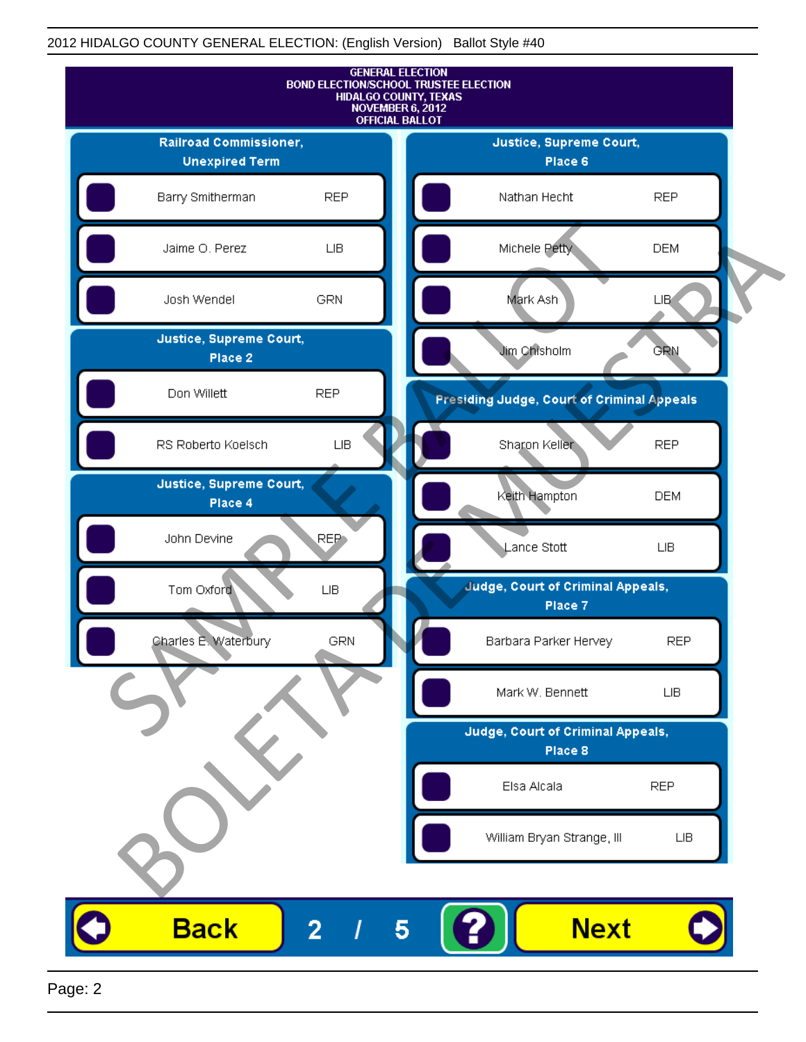2012 HIDALGO COUNTY GENERAL ELECTION: (English Version)   Ballot Style #40

**GENERAL ELECTION**
**BOND ELECTION/SCHOOL TRUSTEE ELECTION**
**HIDALGO COUNTY, TEXAS**
**NOVEMBER 6, 2012**
**OFFICIAL BALLOT**

### Railroad Commissioner, Unexpired Term

| Candidate | Party |
|---|---|
| Barry Smitherman | REP |
| Jaime O. Perez | LIB |
| Josh Wendel | GRN |

### Justice, Supreme Court, Place 2

| Candidate | Party |
|---|---|
| Don Willett | REP |
| RS Roberto Koelsch | LIB |

### Justice, Supreme Court, Place 4

| Candidate | Party |
|---|---|
| John Devine | REP |
| Tom Oxford | LIB |
| Charles E. Waterbury | GRN |

### Justice, Supreme Court, Place 6

| Candidate | Party |
|---|---|
| Nathan Hecht | REP |
| Michele Petty | DEM |
| Mark Ash | LIB |
| Jim Chisholm | GRN |

### Presiding Judge, Court of Criminal Appeals

| Candidate | Party |
|---|---|
| Sharon Keller | REP |
| Keith Hampton | DEM |
| Lance Stott | LIB |

### Judge, Court of Criminal Appeals, Place 7

| Candidate | Party |
|---|---|
| Barbara Parker Hervey | REP |
| Mark W. Bennett | LIB |

### Judge, Court of Criminal Appeals, Place 8

| Candidate | Party |
|---|---|
| Elsa Alcala | REP |
| William Bryan Strange, III | LIB |

SAMPLE BALLOT
BOLETA DE MUESTRA

Back   2 / 5   ?   Next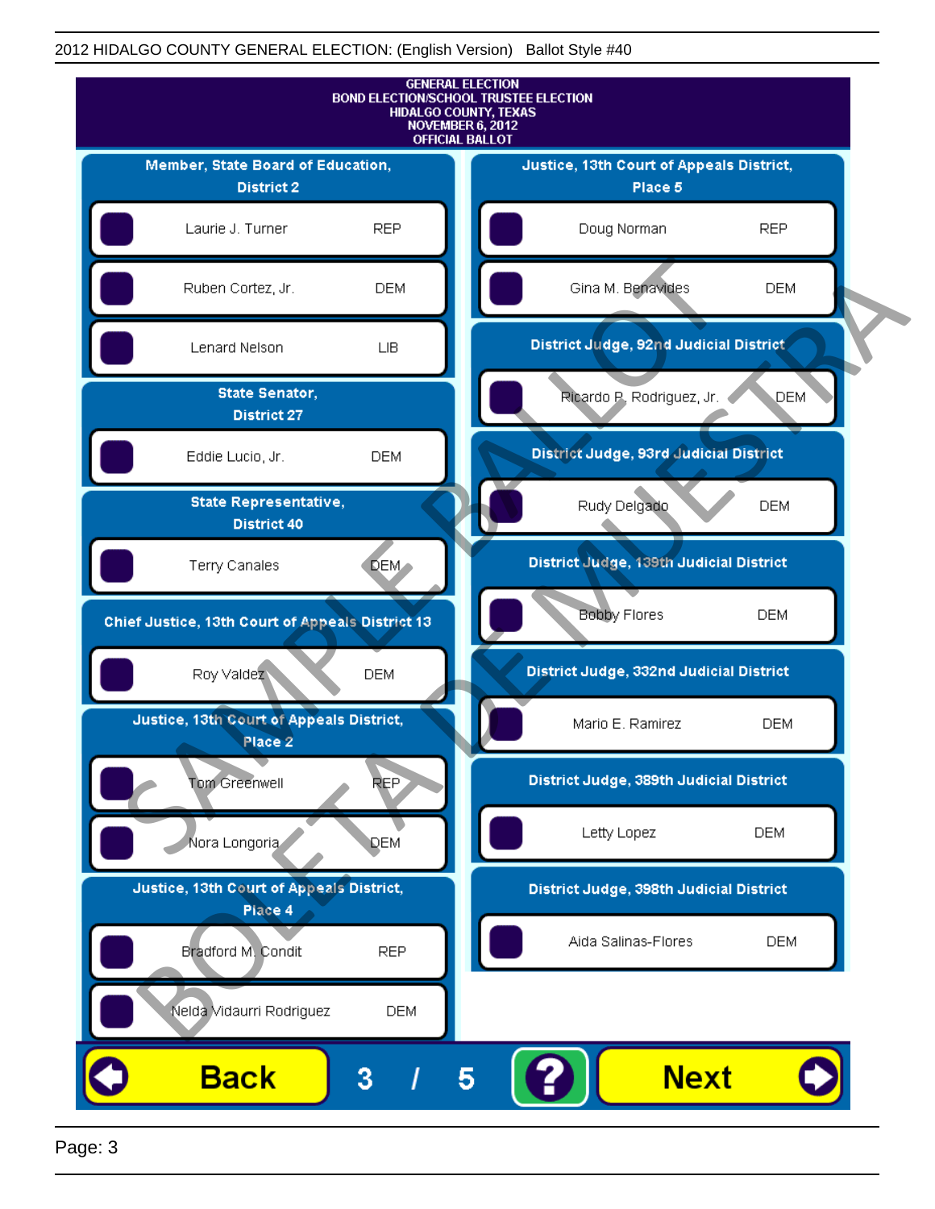2012 HIDALGO COUNTY GENERAL ELECTION: (English Version) Ballot Style #40

# GENERAL ELECTION
## BOND ELECTION/SCHOOL TRUSTEE ELECTION
## HIDALGO COUNTY, TEXAS
## NOVEMBER 6, 2012
## OFFICIAL BALLOT

### Member, State Board of Education, District 2

| Candidate | Party |
|---|---|
| Laurie J. Turner | REP |
| Ruben Cortez, Jr. | DEM |
| Lenard Nelson | LIB |

### State Senator, District 27

| Candidate | Party |
|---|---|
| Eddie Lucio, Jr. | DEM |

### State Representative, District 40

| Candidate | Party |
|---|---|
| Terry Canales | DEM |

### Chief Justice, 13th Court of Appeals District 13

| Candidate | Party |
|---|---|
| Roy Valdez | DEM |

### Justice, 13th Court of Appeals District, Place 2

| Candidate | Party |
|---|---|
| Tom Greenwell | REP |
| Nora Longoria | DEM |

### Justice, 13th Court of Appeals District, Place 4

| Candidate | Party |
|---|---|
| Bradford M. Condit | REP |
| Nelda Vidaurri Rodriguez | DEM |

### Justice, 13th Court of Appeals District, Place 5

| Candidate | Party |
|---|---|
| Doug Norman | REP |
| Gina M. Benavides | DEM |

### District Judge, 92nd Judicial District

| Candidate | Party |
|---|---|
| Ricardo P. Rodriguez, Jr. | DEM |

### District Judge, 93rd Judicial District

| Candidate | Party |
|---|---|
| Rudy Delgado | DEM |

### District Judge, 139th Judicial District

| Candidate | Party |
|---|---|
| Bobby Flores | DEM |

### District Judge, 332nd Judicial District

| Candidate | Party |
|---|---|
| Mario E. Ramirez | DEM |

### District Judge, 389th Judicial District

| Candidate | Party |
|---|---|
| Letty Lopez | DEM |

### District Judge, 398th Judicial District

| Candidate | Party |
|---|---|
| Aida Salinas-Flores | DEM |

SAMPLE BALLOT — BOLETA DE MUESTRA

Back | 3 / 5 | ? | Next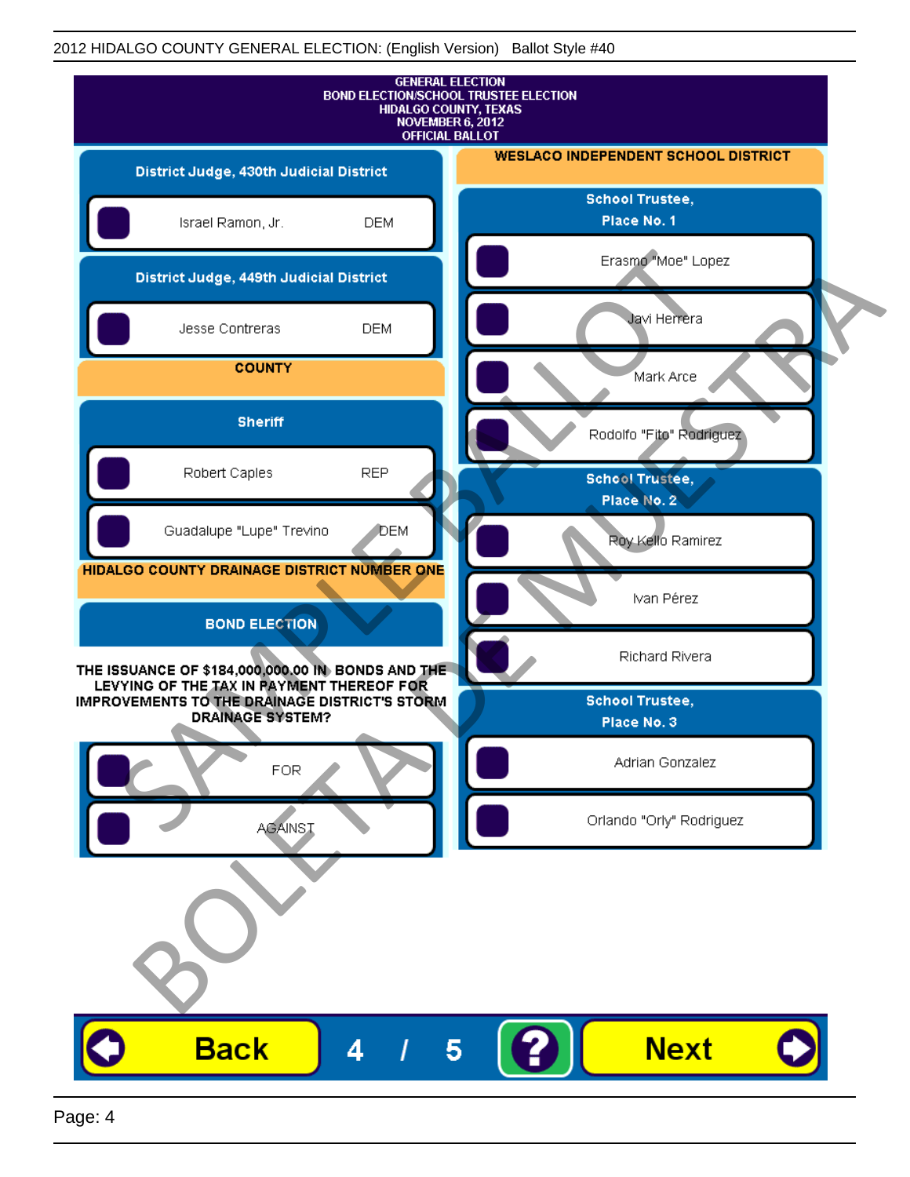GENERAL ELECTION
BOND ELECTION/SCHOOL TRUSTEE ELECTION
HIDALGO COUNTY, TEXAS
NOVEMBER 6, 2012
OFFICIAL BALLOT

### District Judge, 430th Judicial District

- Israel Ramon, Jr. DEM

### District Judge, 449th Judicial District

- Jesse Contreras DEM

## COUNTY

### Sheriff

- Robert Caples REP
- Guadalupe "Lupe" Trevino DEM

## HIDALGO COUNTY DRAINAGE DISTRICT NUMBER ONE

### BOND ELECTION

**THE ISSUANCE OF $184,000,000.00 IN BONDS AND THE LEVYING OF THE TAX IN PAYMENT THEREOF FOR IMPROVEMENTS TO THE DRAINAGE DISTRICT'S STORM DRAINAGE SYSTEM?**

- FOR
- AGAINST

## WESLACO INDEPENDENT SCHOOL DISTRICT

### School Trustee, Place No. 1

- Erasmo "Moe" Lopez
- Javi Herrera
- Mark Arce
- Rodolfo "Fito" Rodriguez

### School Trustee, Place No. 2

- Roy Kello Ramirez
- Ivan Pérez
- Richard Rivera

### School Trustee, Place No. 3

- Adrian Gonzalez
- Orlando "Orly" Rodriguez

SAMPLE BALLOT
BOLETA DE MUESTRA

Back 4 / 5 ? Next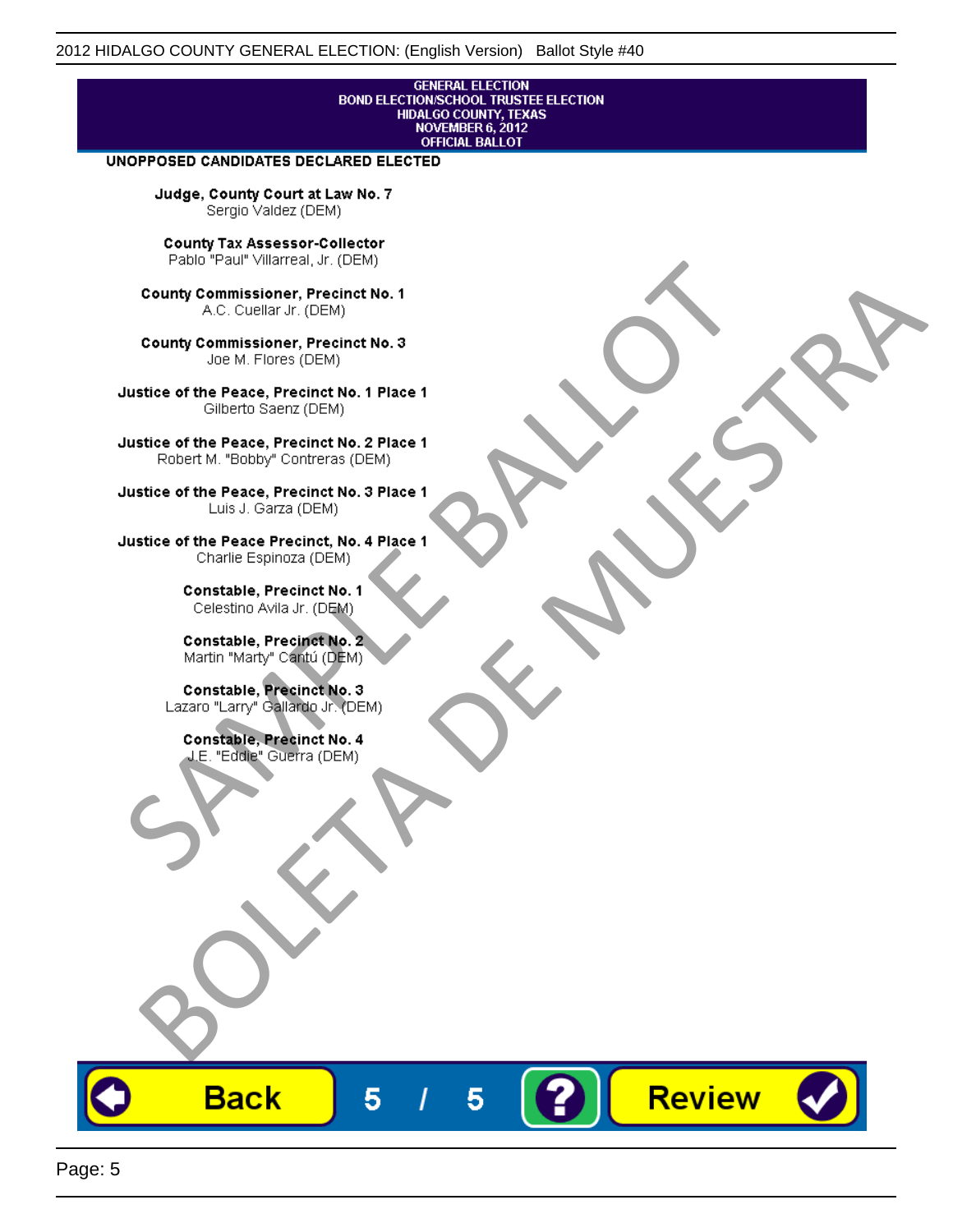GENERAL ELECTION
BOND ELECTION/SCHOOL TRUSTEE ELECTION
HIDALGO COUNTY, TEXAS
NOVEMBER 6, 2012
OFFICIAL BALLOT

**UNOPPOSED CANDIDATES DECLARED ELECTED**

**Judge, County Court at Law No. 7**
Sergio Valdez (DEM)

**County Tax Assessor-Collector**
Pablo "Paul" Villarreal, Jr. (DEM)

**County Commissioner, Precinct No. 1**
A.C. Cuellar Jr. (DEM)

**County Commissioner, Precinct No. 3**
Joe M. Flores (DEM)

**Justice of the Peace, Precinct No. 1 Place 1**
Gilberto Saenz (DEM)

**Justice of the Peace, Precinct No. 2 Place 1**
Robert M. "Bobby" Contreras (DEM)

**Justice of the Peace, Precinct No. 3 Place 1**
Luis J. Garza (DEM)

**Justice of the Peace Precinct, No. 4 Place 1**
Charlie Espinoza (DEM)

**Constable, Precinct No. 1**
Celestino Avila Jr. (DEM)

**Constable, Precinct No. 2**
Martin "Marty" Cantú (DEM)

**Constable, Precinct No. 3**
Lazaro "Larry" Gallardo Jr. (DEM)

**Constable, Precinct No. 4**
J.E. "Eddie" Guerra (DEM)

SAMPLE BALLOT
BOLETA DE MUESTRA

Back 5 / 5 ? Review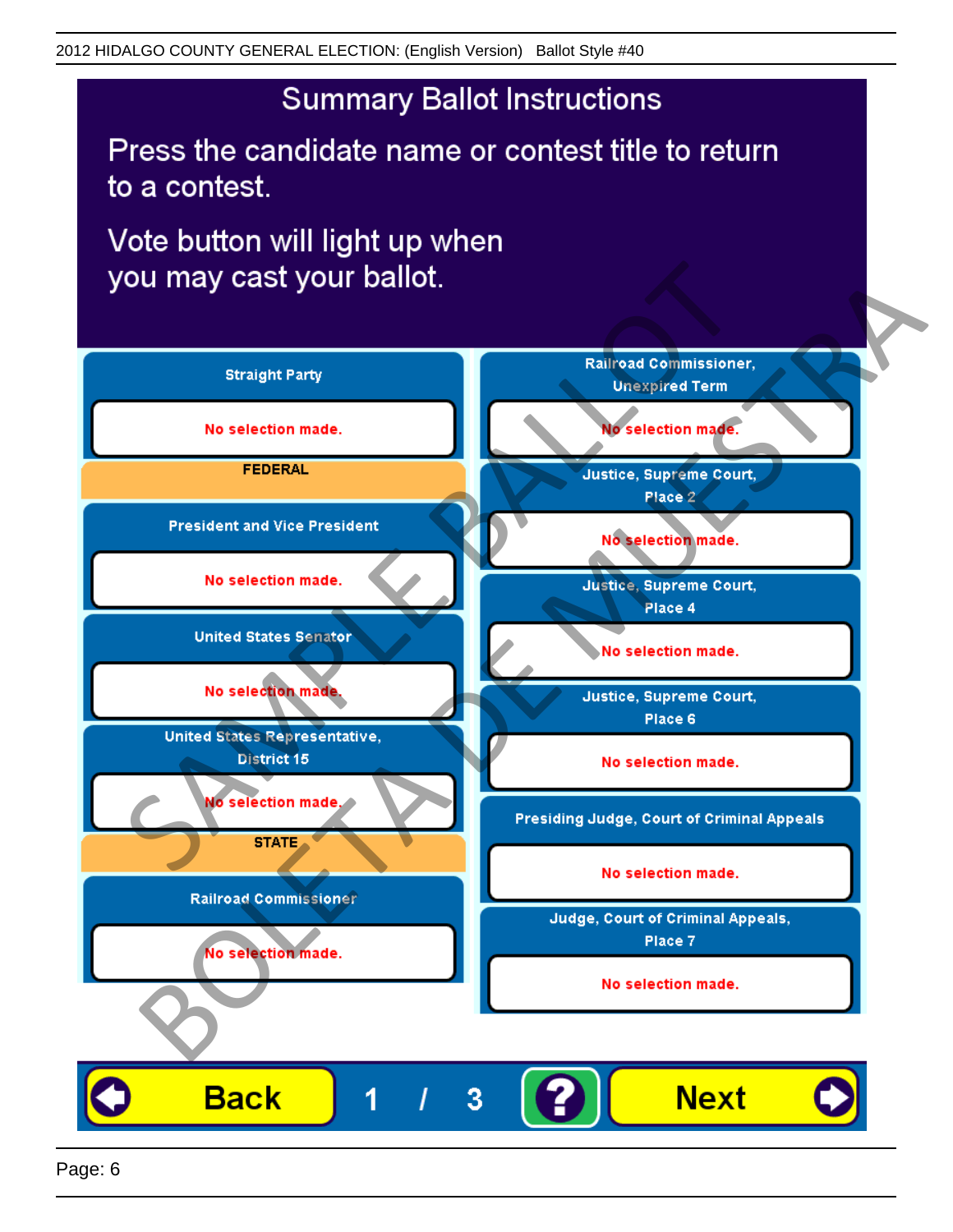# Summary Ballot Instructions

Press the candidate name or contest title to return to a contest.

Vote button will light up when you may cast your ballot.

**Straight Party**

No selection made.

**FEDERAL**

**President and Vice President**

No selection made.

**United States Senator**

No selection made.

**United States Representative, District 15**

No selection made.

**STATE**

**Railroad Commissioner**

No selection made.

**Railroad Commissioner, Unexpired Term**

No selection made.

**Justice, Supreme Court, Place 2**

No selection made.

**Justice, Supreme Court, Place 4**

No selection made.

**Justice, Supreme Court, Place 6**

No selection made.

**Presiding Judge, Court of Criminal Appeals**

No selection made.

**Judge, Court of Criminal Appeals, Place 7**

No selection made.

Back 1 / 3 ? Next

SAMPLE BALLOT BOLETA DE MUESTRA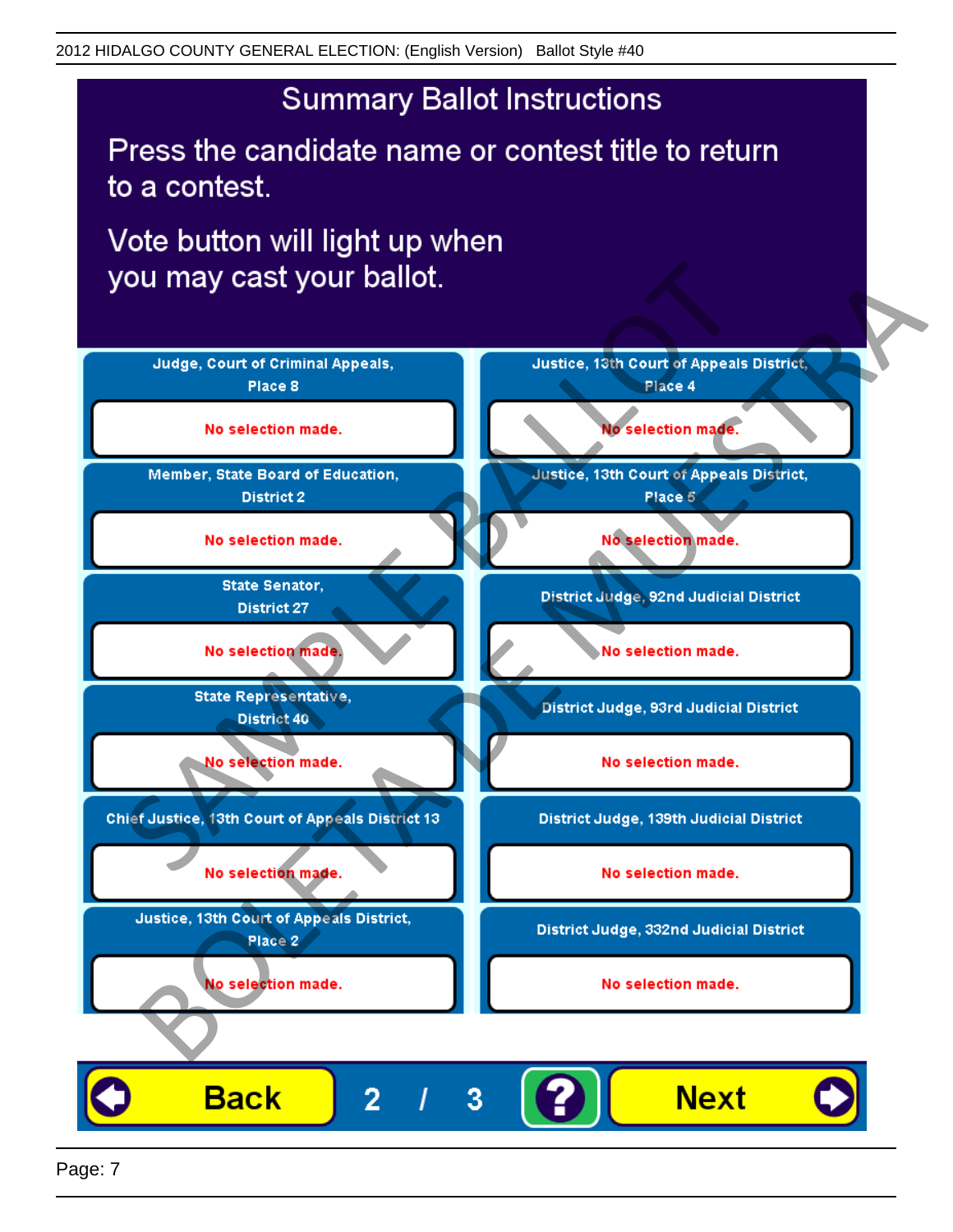# Summary Ballot Instructions

Press the candidate name or contest title to return to a contest.

Vote button will light up when you may cast your ballot.

**Judge, Court of Criminal Appeals, Place 8**

No selection made.

**Member, State Board of Education, District 2**

No selection made.

**State Senator, District 27**

No selection made.

**State Representative, District 40**

No selection made.

**Chief Justice, 13th Court of Appeals District 13**

No selection made.

**Justice, 13th Court of Appeals District, Place 2**

No selection made.

**Justice, 13th Court of Appeals District, Place 4**

No selection made.

**Justice, 13th Court of Appeals District, Place 5**

No selection made.

**District Judge, 92nd Judicial District**

No selection made.

**District Judge, 93rd Judicial District**

No selection made.

**District Judge, 139th Judicial District**

No selection made.

**District Judge, 332nd Judicial District**

No selection made.

Back    2 / 3    ?    Next

SAMPLE BALLOT    BOLETA DE MUESTRA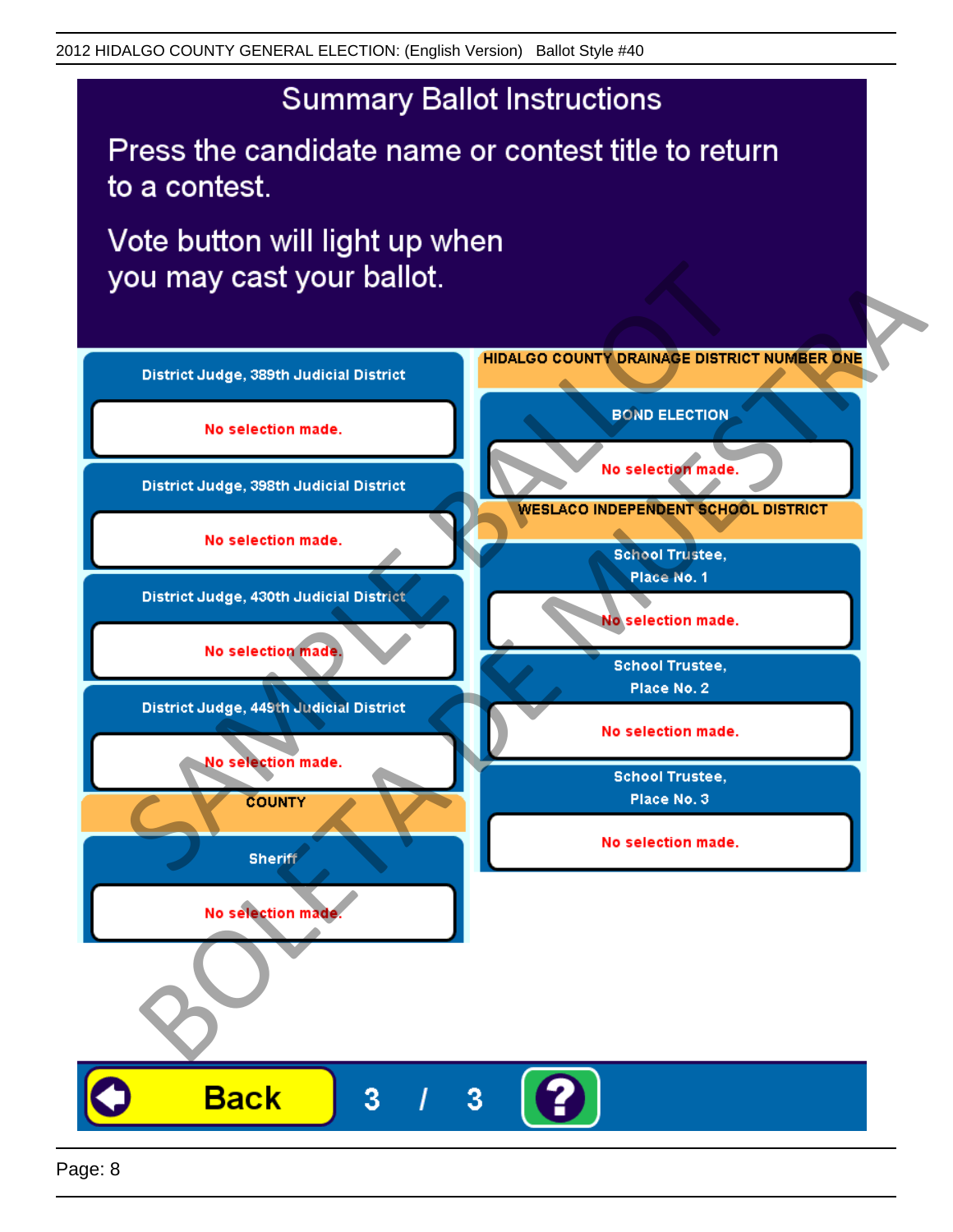2012 HIDALGO COUNTY GENERAL ELECTION: (English Version) Ballot Style #40

## Summary Ballot Instructions

Press the candidate name or contest title to return to a contest.

Vote button will light up when you may cast your ballot.

**District Judge, 389th Judicial District**

No selection made.

**District Judge, 398th Judicial District**

No selection made.

**District Judge, 430th Judicial District**

No selection made.

**District Judge, 449th Judicial District**

No selection made.

**COUNTY**

**Sheriff**

No selection made.

**HIDALGO COUNTY DRAINAGE DISTRICT NUMBER ONE**

**BOND ELECTION**

No selection made.

**WESLACO INDEPENDENT SCHOOL DISTRICT**

**School Trustee, Place No. 1**

No selection made.

**School Trustee, Place No. 2**

No selection made.

**School Trustee, Place No. 3**

No selection made.

SAMPLE BALLOT
BOLETA DE MUESTRA

Back 3 / 3 ?